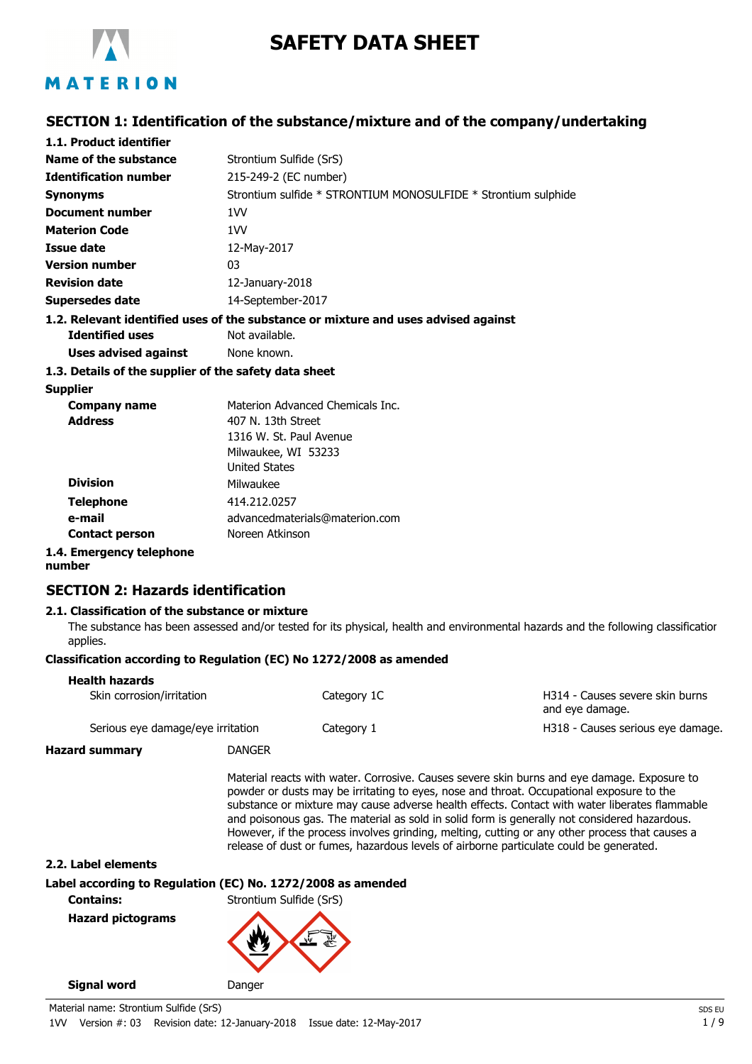# SAFETY DATA SHEET

## SECTION 1: Identification of the substance/mixture and of the company/undertaking

### 1.1. Product identifier

| | |
|---|---|
| **Name of the substance** | Strontium Sulfide (SrS) |
| **Identification number** | 215-249-2 (EC number) |
| **Synonyms** | Strontium sulfide * STRONTIUM MONOSULFIDE * Strontium sulphide |
| **Document number** | 1VV |
| **Materion Code** | 1VV |
| **Issue date** | 12-May-2017 |
| **Version number** | 03 |
| **Revision date** | 12-January-2018 |
| **Supersedes date** | 14-September-2017 |

### 1.2. Relevant identified uses of the substance or mixture and uses advised against

| | |
|---|---|
| **Identified uses** | Not available. |
| **Uses advised against** | None known. |

### 1.3. Details of the supplier of the safety data sheet

**Supplier**

| | |
|---|---|
| **Company name** | Materion Advanced Chemicals Inc. |
| **Address** | 407 N. 13th Street<br>1316 W. St. Paul Avenue<br>Milwaukee, WI 53233<br>United States |
| **Division** | Milwaukee |
| **Telephone** | 414.212.0257 |
| **e-mail** | advancedmaterials@materion.com |
| **Contact person** | Noreen Atkinson |

### 1.4. Emergency telephone number

## SECTION 2: Hazards identification

### 2.1. Classification of the substance or mixture

The substance has been assessed and/or tested for its physical, health and environmental hazards and the following classification applies.

**Classification according to Regulation (EC) No 1272/2008 as amended**

**Health hazards**

| | | |
|---|---|---|
| Skin corrosion/irritation | Category 1C | H314 - Causes severe skin burns and eye damage. |
| Serious eye damage/eye irritation | Category 1 | H318 - Causes serious eye damage. |

**Hazard summary** DANGER

Material reacts with water. Corrosive. Causes severe skin burns and eye damage. Exposure to powder or dusts may be irritating to eyes, nose and throat. Occupational exposure to the substance or mixture may cause adverse health effects. Contact with water liberates flammable and poisonous gas. The material as sold in solid form is generally not considered hazardous. However, if the process involves grinding, melting, cutting or any other process that causes a release of dust or fumes, hazardous levels of airborne particulate could be generated.

### 2.2. Label elements

**Label according to Regulation (EC) No. 1272/2008 as amended**

| | |
|---|---|
| **Contains:** | Strontium Sulfide (SrS) |
| **Hazard pictograms** | |
| **Signal word** | Danger |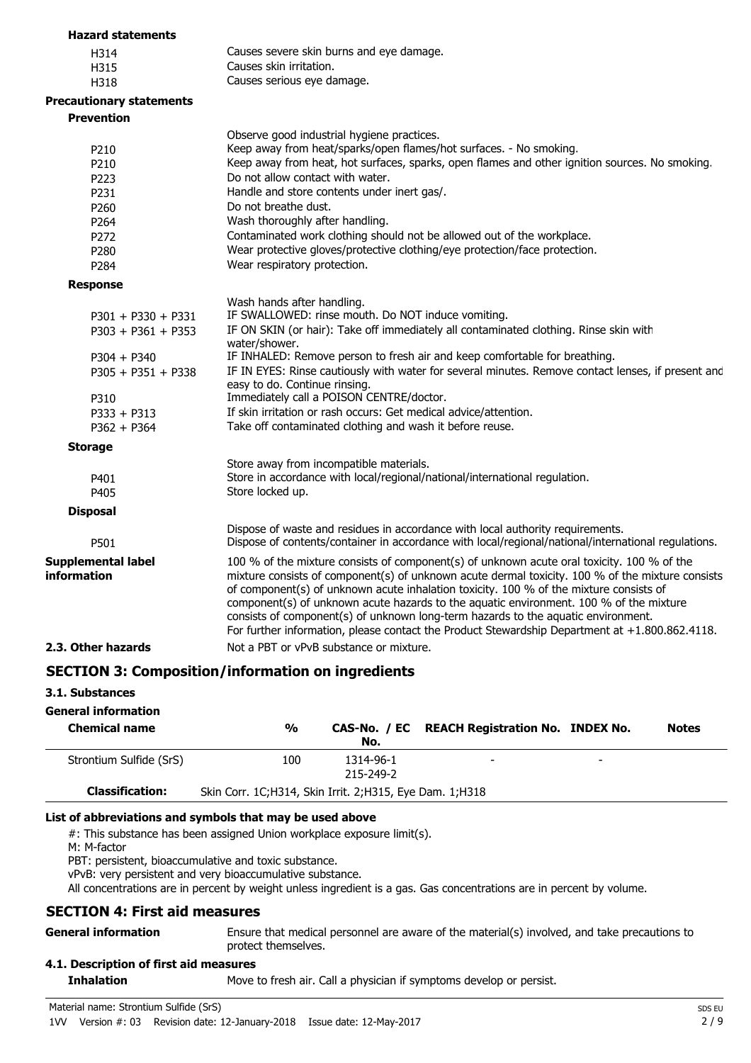**Hazard statements**

| | |
|---|---|
| H314 | Causes severe skin burns and eye damage. |
| H315 | Causes skin irritation. |
| H318 | Causes serious eye damage. |

**Precautionary statements**

**Prevention**

| | |
|---|---|
| | Observe good industrial hygiene practices. |
| P210 | Keep away from heat/sparks/open flames/hot surfaces. - No smoking. |
| P210 | Keep away from heat, hot surfaces, sparks, open flames and other ignition sources. No smoking. |
| P223 | Do not allow contact with water. |
| P231 | Handle and store contents under inert gas/. |
| P260 | Do not breathe dust. |
| P264 | Wash thoroughly after handling. |
| P272 | Contaminated work clothing should not be allowed out of the workplace. |
| P280 | Wear protective gloves/protective clothing/eye protection/face protection. |
| P284 | Wear respiratory protection. |

**Response**

| | |
|---|---|
| | Wash hands after handling. |
| P301 + P330 + P331 | IF SWALLOWED: rinse mouth. Do NOT induce vomiting. |
| P303 + P361 + P353 | IF ON SKIN (or hair): Take off immediately all contaminated clothing. Rinse skin with water/shower. |
| P304 + P340 | IF INHALED: Remove person to fresh air and keep comfortable for breathing. |
| P305 + P351 + P338 | IF IN EYES: Rinse cautiously with water for several minutes. Remove contact lenses, if present and easy to do. Continue rinsing. |
| P310 | Immediately call a POISON CENTRE/doctor. |
| P333 + P313 | If skin irritation or rash occurs: Get medical advice/attention. |
| P362 + P364 | Take off contaminated clothing and wash it before reuse. |

**Storage**

| | |
|---|---|
| | Store away from incompatible materials. |
| P401 | Store in accordance with local/regional/national/international regulation. |
| P405 | Store locked up. |

**Disposal**

| | |
|---|---|
| | Dispose of waste and residues in accordance with local authority requirements. |
| P501 | Dispose of contents/container in accordance with local/regional/national/international regulations. |

**Supplemental label information**

100 % of the mixture consists of component(s) of unknown acute oral toxicity. 100 % of the mixture consists of component(s) of unknown acute dermal toxicity. 100 % of the mixture consists of component(s) of unknown acute inhalation toxicity. 100 % of the mixture consists of component(s) of unknown acute hazards to the aquatic environment. 100 % of the mixture consists of component(s) of unknown long-term hazards to the aquatic environment. For further information, please contact the Product Stewardship Department at +1.800.862.4118.

**2.3. Other hazards** Not a PBT or vPvB substance or mixture.

## SECTION 3: Composition/information on ingredients

### 3.1. Substances

**General information**

| Chemical name | % | CAS-No. / EC No. | REACH Registration No. | INDEX No. | Notes |
|---|---|---|---|---|---|
| Strontium Sulfide (SrS) | 100 | 1314-96-1 215-249-2 | - | - | |
| **Classification:** | Skin Corr. 1C;H314, Skin Irrit. 2;H315, Eye Dam. 1;H318 | | | | |

**List of abbreviations and symbols that may be used above**

#: This substance has been assigned Union workplace exposure limit(s).
M: M-factor
PBT: persistent, bioaccumulative and toxic substance.
vPvB: very persistent and very bioaccumulative substance.
All concentrations are in percent by weight unless ingredient is a gas. Gas concentrations are in percent by volume.

## SECTION 4: First aid measures

**General information** Ensure that medical personnel are aware of the material(s) involved, and take precautions to protect themselves.

### 4.1. Description of first aid measures

**Inhalation** Move to fresh air. Call a physician if symptoms develop or persist.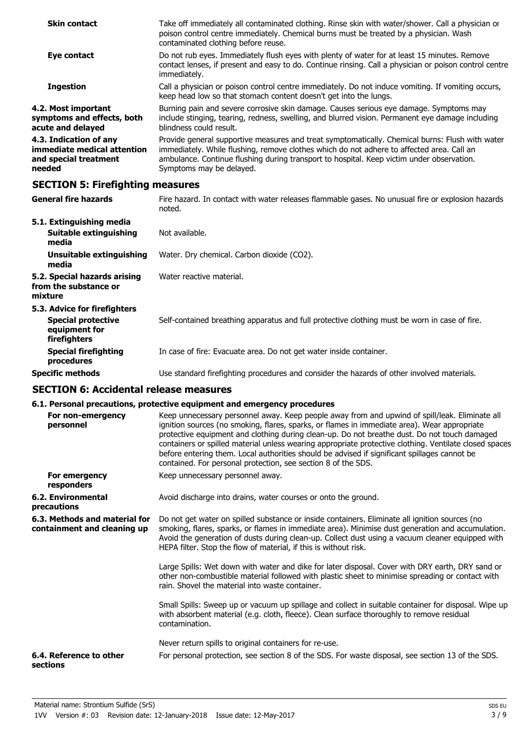| | |
|---|---|
| **Skin contact** | Take off immediately all contaminated clothing. Rinse skin with water/shower. Call a physician or poison control centre immediately. Chemical burns must be treated by a physician. Wash contaminated clothing before reuse. |
| **Eye contact** | Do not rub eyes. Immediately flush eyes with plenty of water for at least 15 minutes. Remove contact lenses, if present and easy to do. Continue rinsing. Call a physician or poison control centre immediately. |
| **Ingestion** | Call a physician or poison control centre immediately. Do not induce vomiting. If vomiting occurs, keep head low so that stomach content doesn't get into the lungs. |
| **4.2. Most important symptoms and effects, both acute and delayed** | Burning pain and severe corrosive skin damage. Causes serious eye damage. Symptoms may include stinging, tearing, redness, swelling, and blurred vision. Permanent eye damage including blindness could result. |
| **4.3. Indication of any immediate medical attention and special treatment needed** | Provide general supportive measures and treat symptomatically. Chemical burns: Flush with water immediately. While flushing, remove clothes which do not adhere to affected area. Call an ambulance. Continue flushing during transport to hospital. Keep victim under observation. Symptoms may be delayed. |

## SECTION 5: Firefighting measures

| | |
|---|---|
| **General fire hazards** | Fire hazard. In contact with water releases flammable gases. No unusual fire or explosion hazards noted. |
| **5.1. Extinguishing media** | |
| **Suitable extinguishing media** | Not available. |
| **Unsuitable extinguishing media** | Water. Dry chemical. Carbon dioxide ($CO_2$). |
| **5.2. Special hazards arising from the substance or mixture** | Water reactive material. |
| **5.3. Advice for firefighters** | |
| **Special protective equipment for firefighters** | Self-contained breathing apparatus and full protective clothing must be worn in case of fire. |
| **Special firefighting procedures** | In case of fire: Evacuate area. Do not get water inside container. |
| **Specific methods** | Use standard firefighting procedures and consider the hazards of other involved materials. |

## SECTION 6: Accidental release measures

**6.1. Personal precautions, protective equipment and emergency procedures**

| | |
|---|---|
| **For non-emergency personnel** | Keep unnecessary personnel away. Keep people away from and upwind of spill/leak. Eliminate all ignition sources (no smoking, flares, sparks, or flames in immediate area). Wear appropriate protective equipment and clothing during clean-up. Do not breathe dust. Do not touch damaged containers or spilled material unless wearing appropriate protective clothing. Ventilate closed spaces before entering them. Local authorities should be advised if significant spillages cannot be contained. For personal protection, see section 8 of the SDS. |
| **For emergency responders** | Keep unnecessary personnel away. |
| **6.2. Environmental precautions** | Avoid discharge into drains, water courses or onto the ground. |
| **6.3. Methods and material for containment and cleaning up** | Do not get water on spilled substance or inside containers. Eliminate all ignition sources (no smoking, flares, sparks, or flames in immediate area). Minimise dust generation and accumulation. Avoid the generation of dusts during clean-up. Collect dust using a vacuum cleaner equipped with HEPA filter. Stop the flow of material, if this is without risk.<br><br>Large Spills: Wet down with water and dike for later disposal. Cover with DRY earth, DRY sand or other non-combustible material followed with plastic sheet to minimise spreading or contact with rain. Shovel the material into waste container.<br><br>Small Spills: Sweep up or vacuum up spillage and collect in suitable container for disposal. Wipe up with absorbent material (e.g. cloth, fleece). Clean surface thoroughly to remove residual contamination.<br><br>Never return spills to original containers for re-use. |
| **6.4. Reference to other sections** | For personal protection, see section 8 of the SDS. For waste disposal, see section 13 of the SDS. |

Material name: Strontium Sulfide (SrS)

1VV Version #: 03 Revision date: 12-January-2018 Issue date: 12-May-2017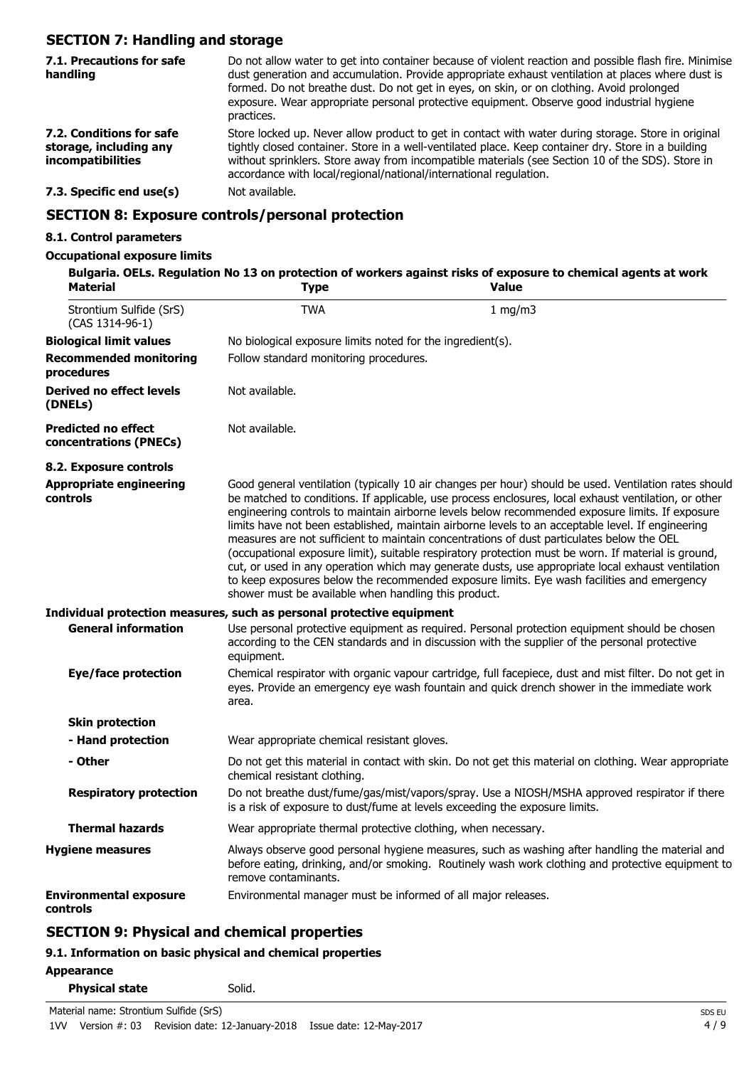## SECTION 7: Handling and storage

**7.1. Precautions for safe handling**

Do not allow water to get into container because of violent reaction and possible flash fire. Minimise dust generation and accumulation. Provide appropriate exhaust ventilation at places where dust is formed. Do not breathe dust. Do not get in eyes, on skin, or on clothing. Avoid prolonged exposure. Wear appropriate personal protective equipment. Observe good industrial hygiene practices.

**7.2. Conditions for safe storage, including any incompatibilities**

Store locked up. Never allow product to get in contact with water during storage. Store in original tightly closed container. Store in a well-ventilated place. Keep container dry. Store in a building without sprinklers. Store away from incompatible materials (see Section 10 of the SDS). Store in accordance with local/regional/national/international regulation.

**7.3. Specific end use(s)**

Not available.

## SECTION 8: Exposure controls/personal protection

### 8.1. Control parameters

**Occupational exposure limits**

**Bulgaria. OELs. Regulation No 13 on protection of workers against risks of exposure to chemical agents at work**

| Material | Type | Value |
|---|---|---|
| Strontium Sulfide (SrS) (CAS 1314-96-1) | TWA | 1 mg/m3 |

**Biological limit values**

No biological exposure limits noted for the ingredient(s).

**Recommended monitoring procedures**

Follow standard monitoring procedures.

**Derived no effect levels (DNELs)**

Not available.

**Predicted no effect concentrations (PNECs)**

Not available.

### 8.2. Exposure controls

**Appropriate engineering controls**

Good general ventilation (typically 10 air changes per hour) should be used. Ventilation rates should be matched to conditions. If applicable, use process enclosures, local exhaust ventilation, or other engineering controls to maintain airborne levels below recommended exposure limits. If exposure limits have not been established, maintain airborne levels to an acceptable level. If engineering measures are not sufficient to maintain concentrations of dust particulates below the OEL (occupational exposure limit), suitable respiratory protection must be worn. If material is ground, cut, or used in any operation which may generate dusts, use appropriate local exhaust ventilation to keep exposures below the recommended exposure limits. Eye wash facilities and emergency shower must be available when handling this product.

**Individual protection measures, such as personal protective equipment**

**General information**

Use personal protective equipment as required. Personal protection equipment should be chosen according to the CEN standards and in discussion with the supplier of the personal protective equipment.

**Eye/face protection**

Chemical respirator with organic vapour cartridge, full facepiece, dust and mist filter. Do not get in eyes. Provide an emergency eye wash fountain and quick drench shower in the immediate work area.

**Skin protection**

**- Hand protection**

Wear appropriate chemical resistant gloves.

**- Other**

Do not get this material in contact with skin. Do not get this material on clothing. Wear appropriate chemical resistant clothing.

**Respiratory protection**

Do not breathe dust/fume/gas/mist/vapors/spray. Use a NIOSH/MSHA approved respirator if there is a risk of exposure to dust/fume at levels exceeding the exposure limits.

**Thermal hazards**

Wear appropriate thermal protective clothing, when necessary.

**Hygiene measures**

Always observe good personal hygiene measures, such as washing after handling the material and before eating, drinking, and/or smoking. Routinely wash work clothing and protective equipment to remove contaminants.

**Environmental exposure controls**

Environmental manager must be informed of all major releases.

## SECTION 9: Physical and chemical properties

### 9.1. Information on basic physical and chemical properties

**Appearance**

**Physical state**

Solid.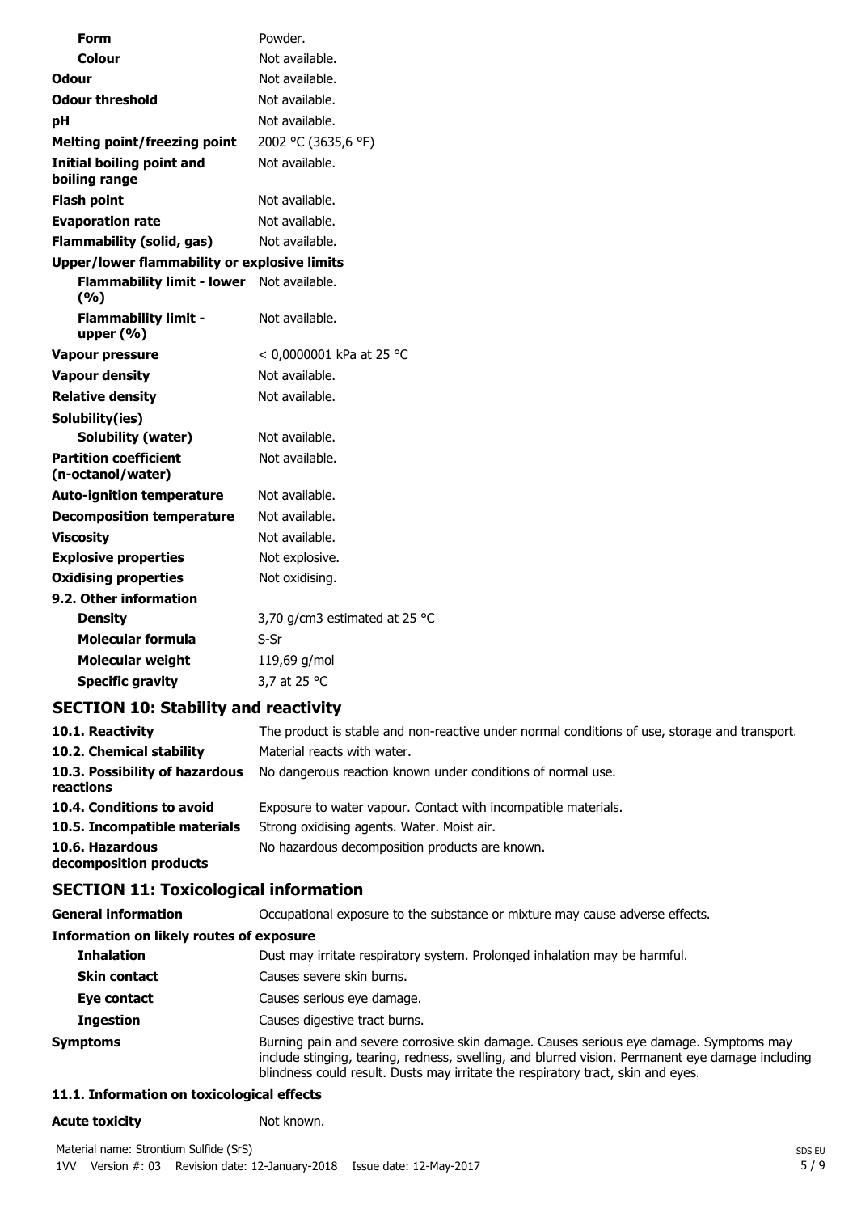| | |
|---|---|
| **Form** | Powder. |
| **Colour** | Not available. |
| **Odour** | Not available. |
| **Odour threshold** | Not available. |
| **pH** | Not available. |
| **Melting point/freezing point** | 2002 °C (3635,6 °F) |
| **Initial boiling point and boiling range** | Not available. |
| **Flash point** | Not available. |
| **Evaporation rate** | Not available. |
| **Flammability (solid, gas)** | Not available. |
| **Upper/lower flammability or explosive limits** | |
| **Flammability limit - lower (%)** | Not available. |
| **Flammability limit - upper (%)** | Not available. |
| **Vapour pressure** | < 0,0000001 kPa at 25 °C |
| **Vapour density** | Not available. |
| **Relative density** | Not available. |
| **Solubility(ies)** | |
| **Solubility (water)** | Not available. |
| **Partition coefficient (n-octanol/water)** | Not available. |
| **Auto-ignition temperature** | Not available. |
| **Decomposition temperature** | Not available. |
| **Viscosity** | Not available. |
| **Explosive properties** | Not explosive. |
| **Oxidising properties** | Not oxidising. |
| **9.2. Other information** | |
| **Density** | 3,70 g/cm3 estimated at 25 °C |
| **Molecular formula** | S-Sr |
| **Molecular weight** | 119,69 g/mol |
| **Specific gravity** | 3,7 at 25 °C |

## SECTION 10: Stability and reactivity

| | |
|---|---|
| **10.1. Reactivity** | The product is stable and non-reactive under normal conditions of use, storage and transport. |
| **10.2. Chemical stability** | Material reacts with water. |
| **10.3. Possibility of hazardous reactions** | No dangerous reaction known under conditions of normal use. |
| **10.4. Conditions to avoid** | Exposure to water vapour. Contact with incompatible materials. |
| **10.5. Incompatible materials** | Strong oxidising agents. Water. Moist air. |
| **10.6. Hazardous decomposition products** | No hazardous decomposition products are known. |

## SECTION 11: Toxicological information

| | |
|---|---|
| **General information** | Occupational exposure to the substance or mixture may cause adverse effects. |
| **Information on likely routes of exposure** | |
| **Inhalation** | Dust may irritate respiratory system. Prolonged inhalation may be harmful. |
| **Skin contact** | Causes severe skin burns. |
| **Eye contact** | Causes serious eye damage. |
| **Ingestion** | Causes digestive tract burns. |
| **Symptoms** | Burning pain and severe corrosive skin damage. Causes serious eye damage. Symptoms may include stinging, tearing, redness, swelling, and blurred vision. Permanent eye damage including blindness could result. Dusts may irritate the respiratory tract, skin and eyes. |

### 11.1. Information on toxicological effects

| | |
|---|---|
| **Acute toxicity** | Not known. |

Material name: Strontium Sulfide (SrS)

1VV Version #: 03 Revision date: 12-January-2018 Issue date: 12-May-2017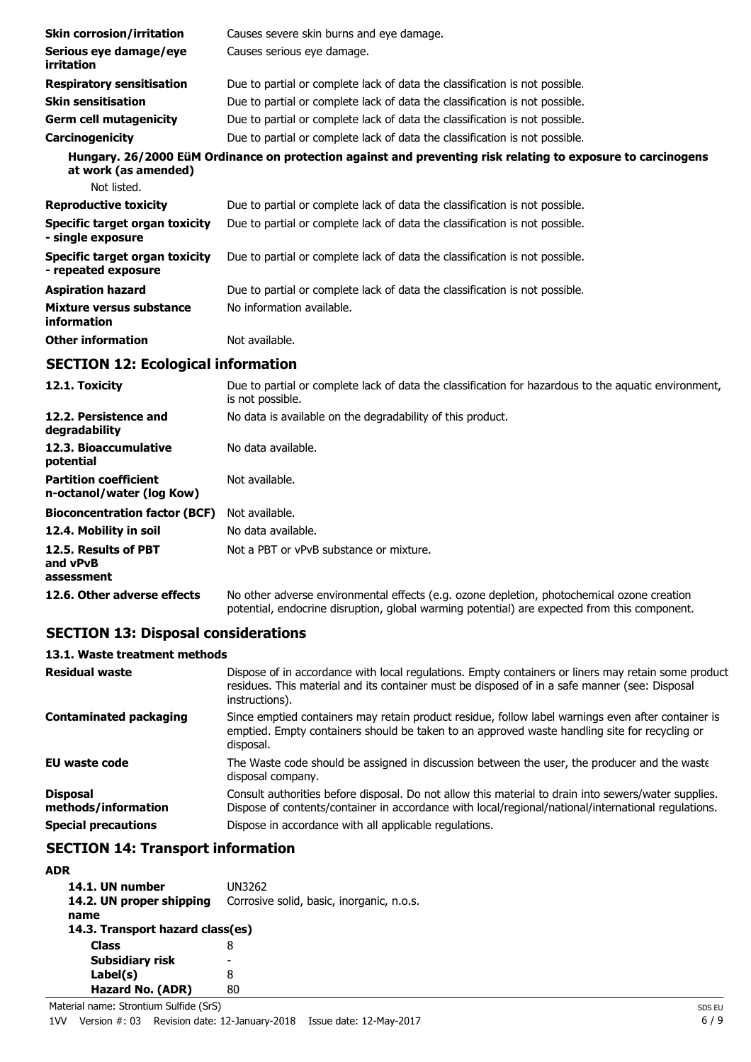| | |
|---|---|
| **Skin corrosion/irritation** | Causes severe skin burns and eye damage. |
| **Serious eye damage/eye irritation** | Causes serious eye damage. |
| **Respiratory sensitisation** | Due to partial or complete lack of data the classification is not possible. |
| **Skin sensitisation** | Due to partial or complete lack of data the classification is not possible. |
| **Germ cell mutagenicity** | Due to partial or complete lack of data the classification is not possible. |
| **Carcinogenicity** | Due to partial or complete lack of data the classification is not possible. |

**Hungary. 26/2000 EüM Ordinance on protection against and preventing risk relating to exposure to carcinogens at work (as amended)**

Not listed.

| | |
|---|---|
| **Reproductive toxicity** | Due to partial or complete lack of data the classification is not possible. |
| **Specific target organ toxicity - single exposure** | Due to partial or complete lack of data the classification is not possible. |
| **Specific target organ toxicity - repeated exposure** | Due to partial or complete lack of data the classification is not possible. |
| **Aspiration hazard** | Due to partial or complete lack of data the classification is not possible. |
| **Mixture versus substance information** | No information available. |
| **Other information** | Not available. |

## SECTION 12: Ecological information

| | |
|---|---|
| **12.1. Toxicity** | Due to partial or complete lack of data the classification for hazardous to the aquatic environment, is not possible. |
| **12.2. Persistence and degradability** | No data is available on the degradability of this product. |
| **12.3. Bioaccumulative potential** | No data available. |
| **Partition coefficient n-octanol/water (log Kow)** | Not available. |
| **Bioconcentration factor (BCF)** | Not available. |
| **12.4. Mobility in soil** | No data available. |
| **12.5. Results of PBT and vPvB assessment** | Not a PBT or vPvB substance or mixture. |
| **12.6. Other adverse effects** | No other adverse environmental effects (e.g. ozone depletion, photochemical ozone creation potential, endocrine disruption, global warming potential) are expected from this component. |

## SECTION 13: Disposal considerations

### 13.1. Waste treatment methods

| | |
|---|---|
| **Residual waste** | Dispose of in accordance with local regulations. Empty containers or liners may retain some product residues. This material and its container must be disposed of in a safe manner (see: Disposal instructions). |
| **Contaminated packaging** | Since emptied containers may retain product residue, follow label warnings even after container is emptied. Empty containers should be taken to an approved waste handling site for recycling or disposal. |
| **EU waste code** | The Waste code should be assigned in discussion between the user, the producer and the waste disposal company. |
| **Disposal methods/information** | Consult authorities before disposal. Do not allow this material to drain into sewers/water supplies. Dispose of contents/container in accordance with local/regional/national/international regulations. |
| **Special precautions** | Dispose in accordance with all applicable regulations. |

## SECTION 14: Transport information

**ADR**

| | |
|---|---|
| **14.1. UN number** | UN3262 |
| **14.2. UN proper shipping name** | Corrosive solid, basic, inorganic, n.o.s. |
| **14.3. Transport hazard class(es)** | |
| **Class** | 8 |
| **Subsidiary risk** | - |
| **Label(s)** | 8 |
| **Hazard No. (ADR)** | 80 |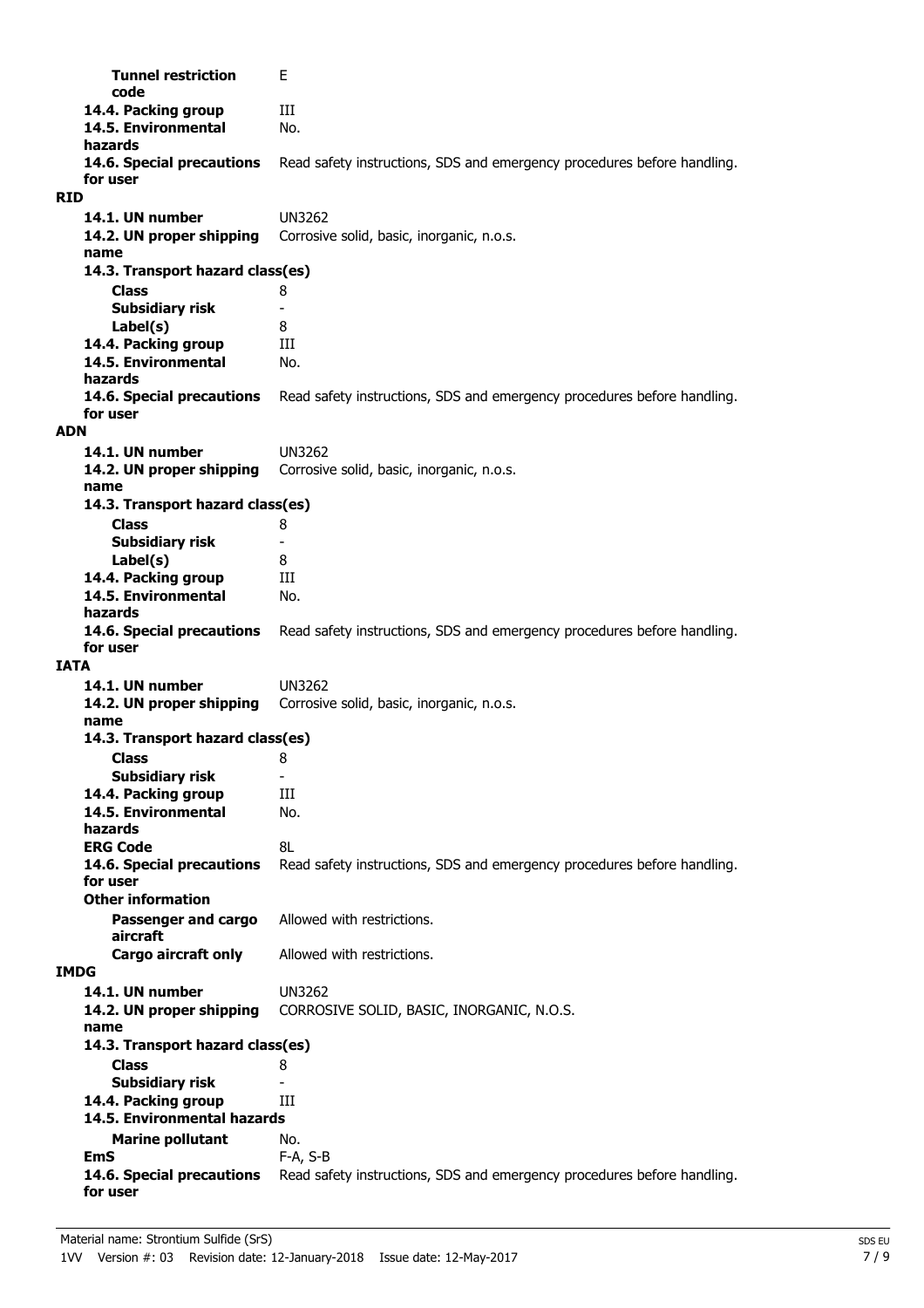**Tunnel restriction code** E

**14.4. Packing group** III

**14.5. Environmental hazards** No.

**14.6. Special precautions for user** Read safety instructions, SDS and emergency procedures before handling.

**RID**

**14.1. UN number** UN3262

**14.2. UN proper shipping name** Corrosive solid, basic, inorganic, n.o.s.

**14.3. Transport hazard class(es)**

**Class** 8

**Subsidiary risk** -

**Label(s)** 8

**14.4. Packing group** III

**14.5. Environmental hazards** No.

**14.6. Special precautions for user** Read safety instructions, SDS and emergency procedures before handling.

**ADN**

**14.1. UN number** UN3262

**14.2. UN proper shipping name** Corrosive solid, basic, inorganic, n.o.s.

**14.3. Transport hazard class(es)**

**Class** 8

**Subsidiary risk** -

**Label(s)** 8

**14.4. Packing group** III

**14.5. Environmental hazards** No.

**14.6. Special precautions for user** Read safety instructions, SDS and emergency procedures before handling.

**IATA**

**14.1. UN number** UN3262

**14.2. UN proper shipping name** Corrosive solid, basic, inorganic, n.o.s.

**14.3. Transport hazard class(es)**

**Class** 8

**Subsidiary risk** -

**14.4. Packing group** III

**14.5. Environmental hazards** No.

**ERG Code** 8L

**14.6. Special precautions for user** Read safety instructions, SDS and emergency procedures before handling.

**Other information**

**Passenger and cargo aircraft** Allowed with restrictions.

**Cargo aircraft only** Allowed with restrictions.

**IMDG**

**14.1. UN number** UN3262

**14.2. UN proper shipping name** CORROSIVE SOLID, BASIC, INORGANIC, N.O.S.

**14.3. Transport hazard class(es)**

**Class** 8

**Subsidiary risk** -

**14.4. Packing group** III

**14.5. Environmental hazards**

**Marine pollutant** No.

**EmS** F-A, S-B

**14.6. Special precautions for user** Read safety instructions, SDS and emergency procedures before handling.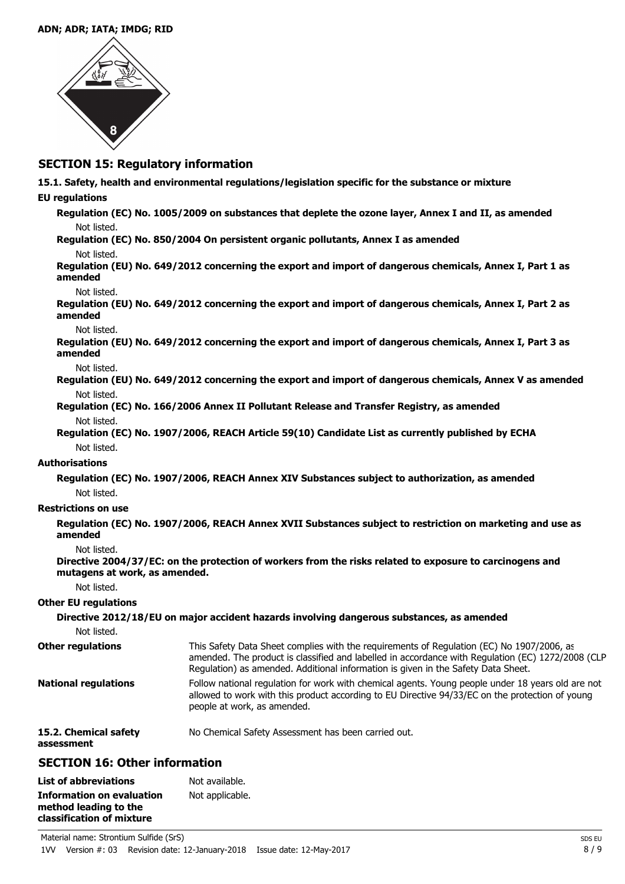**ADN; ADR; IATA; IMDG; RID**

## SECTION 15: Regulatory information

**15.1. Safety, health and environmental regulations/legislation specific for the substance or mixture**

**EU regulations**

**Regulation (EC) No. 1005/2009 on substances that deplete the ozone layer, Annex I and II, as amended**

Not listed.

**Regulation (EC) No. 850/2004 On persistent organic pollutants, Annex I as amended**

Not listed.

**Regulation (EU) No. 649/2012 concerning the export and import of dangerous chemicals, Annex I, Part 1 as amended**

Not listed.

**Regulation (EU) No. 649/2012 concerning the export and import of dangerous chemicals, Annex I, Part 2 as amended**

Not listed.

**Regulation (EU) No. 649/2012 concerning the export and import of dangerous chemicals, Annex I, Part 3 as amended**

Not listed.

**Regulation (EU) No. 649/2012 concerning the export and import of dangerous chemicals, Annex V as amended**

Not listed.

**Regulation (EC) No. 166/2006 Annex II Pollutant Release and Transfer Registry, as amended**

Not listed.

**Regulation (EC) No. 1907/2006, REACH Article 59(10) Candidate List as currently published by ECHA**

Not listed.

**Authorisations**

**Regulation (EC) No. 1907/2006, REACH Annex XIV Substances subject to authorization, as amended**

Not listed.

**Restrictions on use**

**Regulation (EC) No. 1907/2006, REACH Annex XVII Substances subject to restriction on marketing and use as amended**

Not listed.

**Directive 2004/37/EC: on the protection of workers from the risks related to exposure to carcinogens and mutagens at work, as amended.**

Not listed.

**Other EU regulations**

**Directive 2012/18/EU on major accident hazards involving dangerous substances, as amended**

Not listed.

**Other regulations**

This Safety Data Sheet complies with the requirements of Regulation (EC) No 1907/2006, as amended. The product is classified and labelled in accordance with Regulation (EC) 1272/2008 (CLP Regulation) as amended. Additional information is given in the Safety Data Sheet.

**National regulations**

Follow national regulation for work with chemical agents. Young people under 18 years old are not allowed to work with this product according to EU Directive 94/33/EC on the protection of young people at work, as amended.

**15.2. Chemical safety assessment**

No Chemical Safety Assessment has been carried out.

## SECTION 16: Other information

**List of abbreviations**

Not available.

**Information on evaluation method leading to the classification of mixture**

Not applicable.

Material name: Strontium Sulfide (SrS)

1VV Version #: 03 Revision date: 12-January-2018 Issue date: 12-May-2017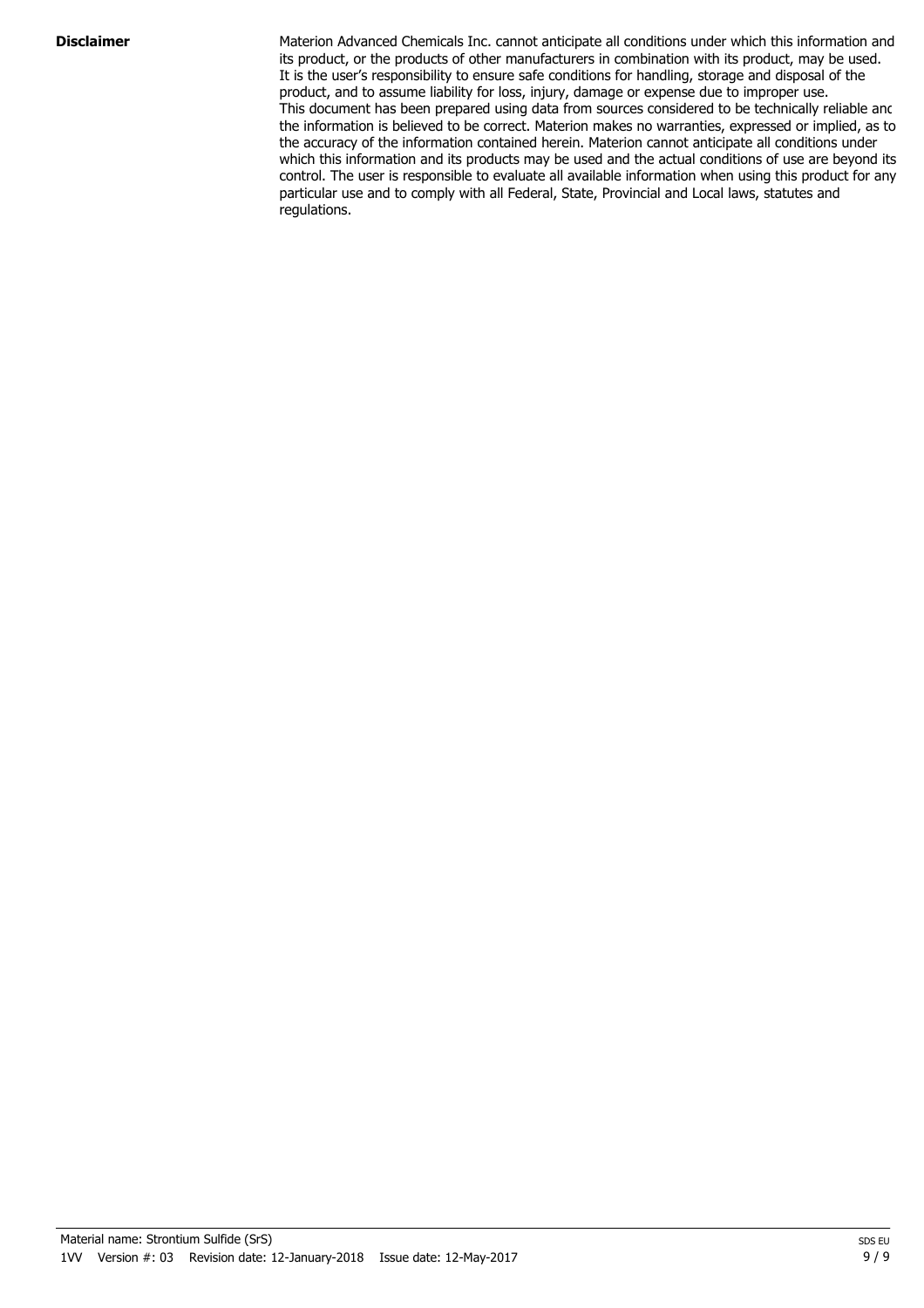**Disclaimer**

Materion Advanced Chemicals Inc. cannot anticipate all conditions under which this information and its product, or the products of other manufacturers in combination with its product, may be used. It is the user's responsibility to ensure safe conditions for handling, storage and disposal of the product, and to assume liability for loss, injury, damage or expense due to improper use. This document has been prepared using data from sources considered to be technically reliable and the information is believed to be correct. Materion makes no warranties, expressed or implied, as to the accuracy of the information contained herein. Materion cannot anticipate all conditions under which this information and its products may be used and the actual conditions of use are beyond its control. The user is responsible to evaluate all available information when using this product for any particular use and to comply with all Federal, State, Provincial and Local laws, statutes and regulations.